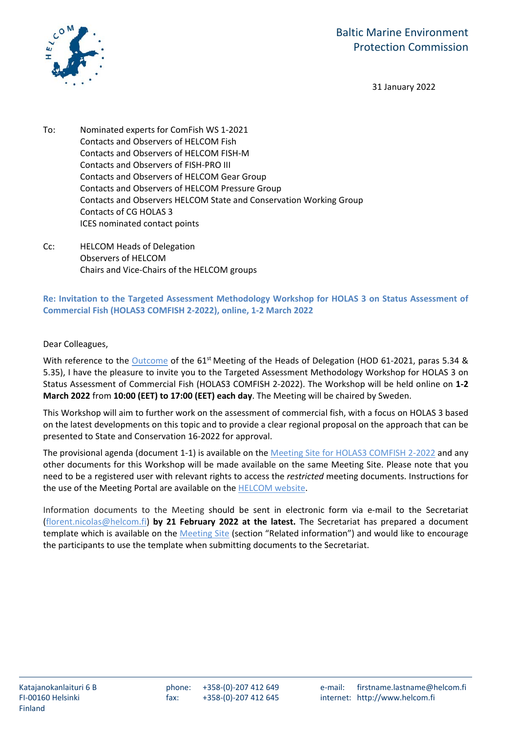Baltic Marine Environment
Protection Commission

31 January 2022

To: Nominated experts for ComFish WS 1-2021
Contacts and Observers of HELCOM Fish
Contacts and Observers of HELCOM FISH-M
Contacts and Observers of FISH-PRO III
Contacts and Observers of HELCOM Gear Group
Contacts and Observers of HELCOM Pressure Group
Contacts and Observers HELCOM State and Conservation Working Group
Contacts of CG HOLAS 3
ICES nominated contact points

Cc: HELCOM Heads of Delegation
Observers of HELCOM
Chairs and Vice-Chairs of the HELCOM groups

**Re: Invitation to the Targeted Assessment Methodology Workshop for HOLAS 3 on Status Assessment of Commercial Fish (HOLAS3 COMFISH 2-2022), online, 1-2 March 2022**

Dear Colleagues,

With reference to the Outcome of the 61st Meeting of the Heads of Delegation (HOD 61-2021, paras 5.34 & 5.35), I have the pleasure to invite you to the Targeted Assessment Methodology Workshop for HOLAS 3 on Status Assessment of Commercial Fish (HOLAS3 COMFISH 2-2022). The Workshop will be held online on **1-2 March 2022** from **10:00 (EET) to 17:00 (EET) each day**. The Meeting will be chaired by Sweden.

This Workshop will aim to further work on the assessment of commercial fish, with a focus on HOLAS 3 based on the latest developments on this topic and to provide a clear regional proposal on the approach that can be presented to State and Conservation 16-2022 for approval.

The provisional agenda (document 1-1) is available on the Meeting Site for HOLAS3 COMFISH 2-2022 and any other documents for this Workshop will be made available on the same Meeting Site. Please note that you need to be a registered user with relevant rights to access the *restricted* meeting documents. Instructions for the use of the Meeting Portal are available on the HELCOM website.

Information documents to the Meeting should be sent in electronic form via e-mail to the Secretariat (florent.nicolas@helcom.fi) **by 21 February 2022 at the latest.** The Secretariat has prepared a document template which is available on the Meeting Site (section "Related information") and would like to encourage the participants to use the template when submitting documents to the Secretariat.

Katajanokanlaituri 6 B
FI-00160 Helsinki
Finland

phone: +358-(0)-207 412 649
fax: +358-(0)-207 412 645

e-mail: firstname.lastname@helcom.fi
internet: http://www.helcom.fi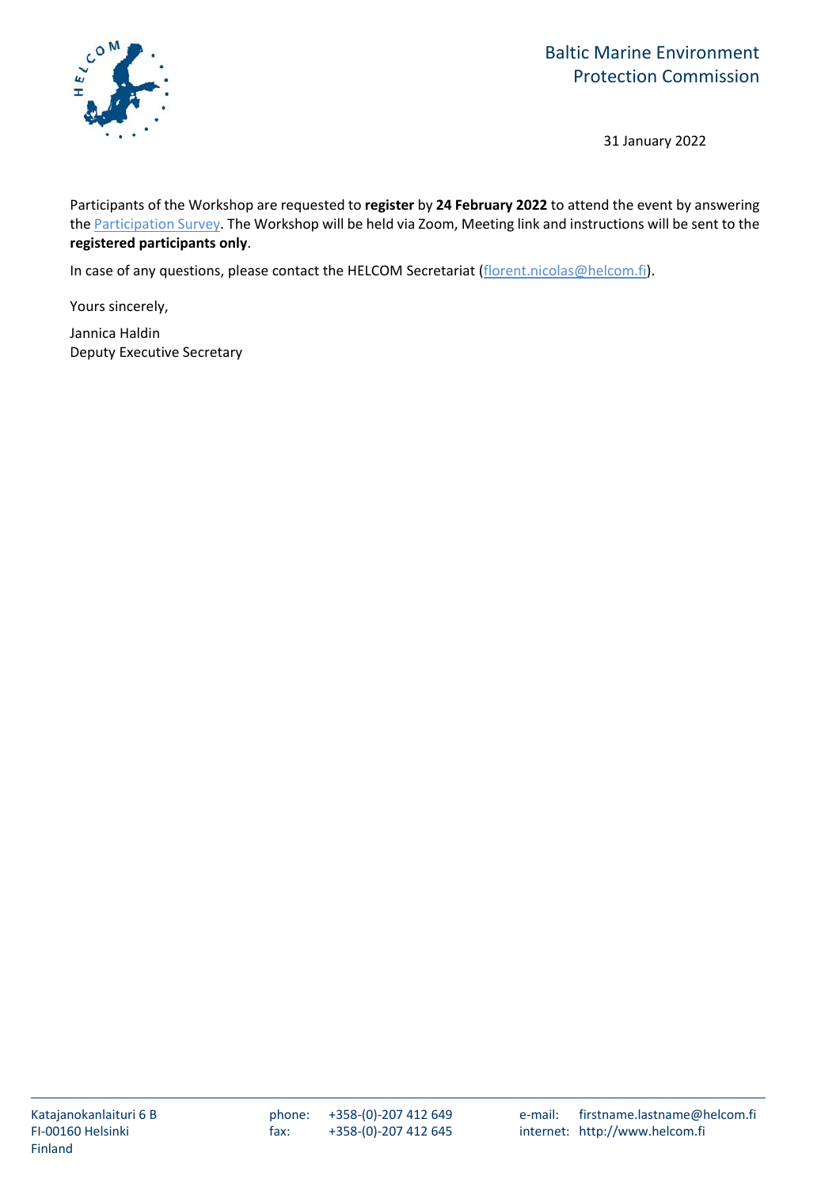Baltic Marine Environment
Protection Commission

31 January 2022

Participants of the Workshop are requested to **register** by **24 February 2022** to attend the event by answering the Participation Survey. The Workshop will be held via Zoom, Meeting link and instructions will be sent to the **registered participants only**.

In case of any questions, please contact the HELCOM Secretariat (florent.nicolas@helcom.fi).

Yours sincerely,

Jannica Haldin
Deputy Executive Secretary